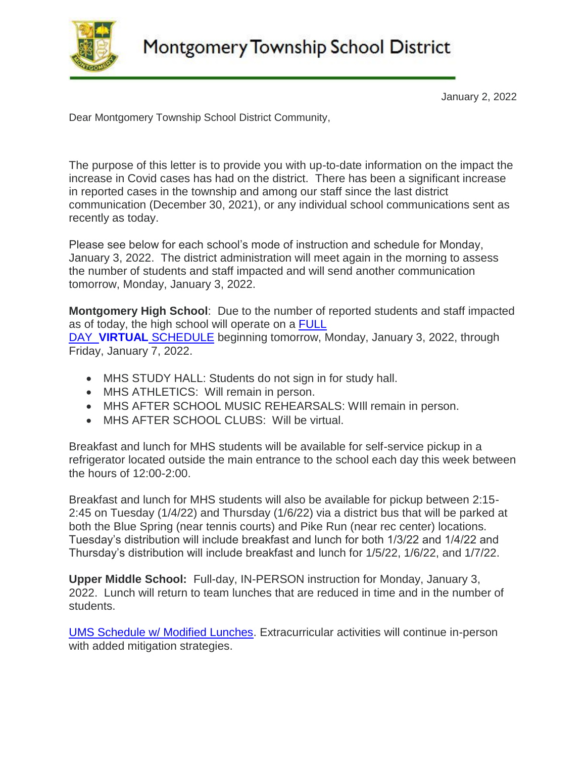# Montgomery Township School District

January 2, 2022

Dear Montgomery Township School District Community,

The purpose of this letter is to provide you with up-to-date information on the impact the increase in Covid cases has had on the district. There has been a significant increase in reported cases in the township and among our staff since the last district communication (December 30, 2021), or any individual school communications sent as recently as today.

Please see below for each school's mode of instruction and schedule for Monday, January 3, 2022. The district administration will meet again in the morning to assess the number of students and staff impacted and will send another communication tomorrow, Monday, January 3, 2022.

**Montgomery High School**: Due to the number of reported students and staff impacted as of today, the high school will operate on a FULL DAY **VIRTUAL** SCHEDULE beginning tomorrow, Monday, January 3, 2022, through Friday, January 7, 2022.

- MHS STUDY HALL: Students do not sign in for study hall.
- MHS ATHLETICS: Will remain in person.
- MHS AFTER SCHOOL MUSIC REHEARSALS: WIll remain in person.
- MHS AFTER SCHOOL CLUBS: Will be virtual.

Breakfast and lunch for MHS students will be available for self-service pickup in a refrigerator located outside the main entrance to the school each day this week between the hours of 12:00-2:00.

Breakfast and lunch for MHS students will also be available for pickup between 2:15-2:45 on Tuesday (1/4/22) and Thursday (1/6/22) via a district bus that will be parked at both the Blue Spring (near tennis courts) and Pike Run (near rec center) locations. Tuesday's distribution will include breakfast and lunch for both 1/3/22 and 1/4/22 and Thursday's distribution will include breakfast and lunch for 1/5/22, 1/6/22, and 1/7/22.

**Upper Middle School:** Full-day, IN-PERSON instruction for Monday, January 3, 2022. Lunch will return to team lunches that are reduced in time and in the number of students.

UMS Schedule w/ Modified Lunches. Extracurricular activities will continue in-person with added mitigation strategies.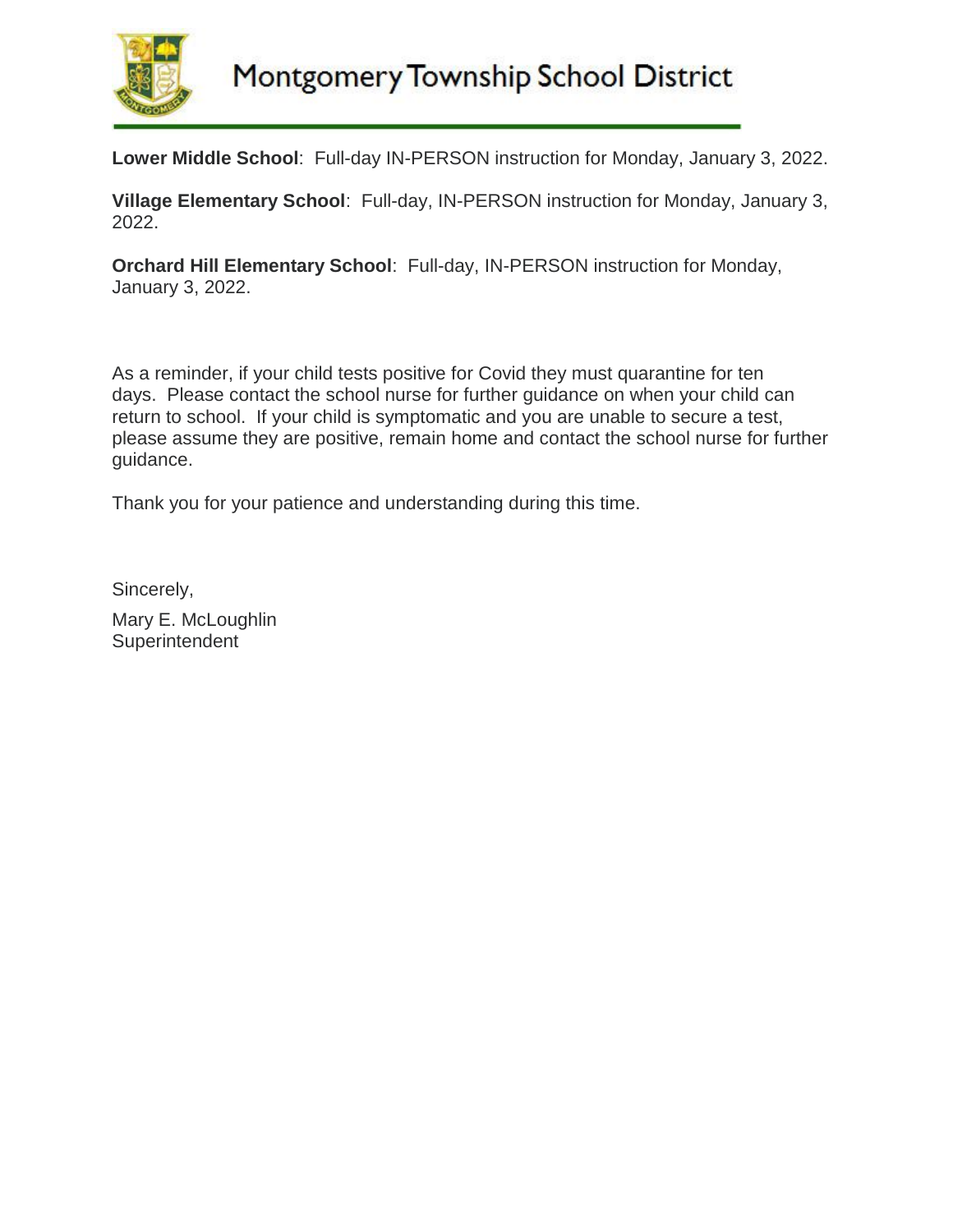# Montgomery Township School District

**Lower Middle School**: Full-day IN-PERSON instruction for Monday, January 3, 2022.

**Village Elementary School**: Full-day, IN-PERSON instruction for Monday, January 3, 2022.

**Orchard Hill Elementary School**: Full-day, IN-PERSON instruction for Monday, January 3, 2022.

As a reminder, if your child tests positive for Covid they must quarantine for ten days. Please contact the school nurse for further guidance on when your child can return to school. If your child is symptomatic and you are unable to secure a test, please assume they are positive, remain home and contact the school nurse for further guidance.

Thank you for your patience and understanding during this time.

Sincerely,

Mary E. McLoughlin
Superintendent